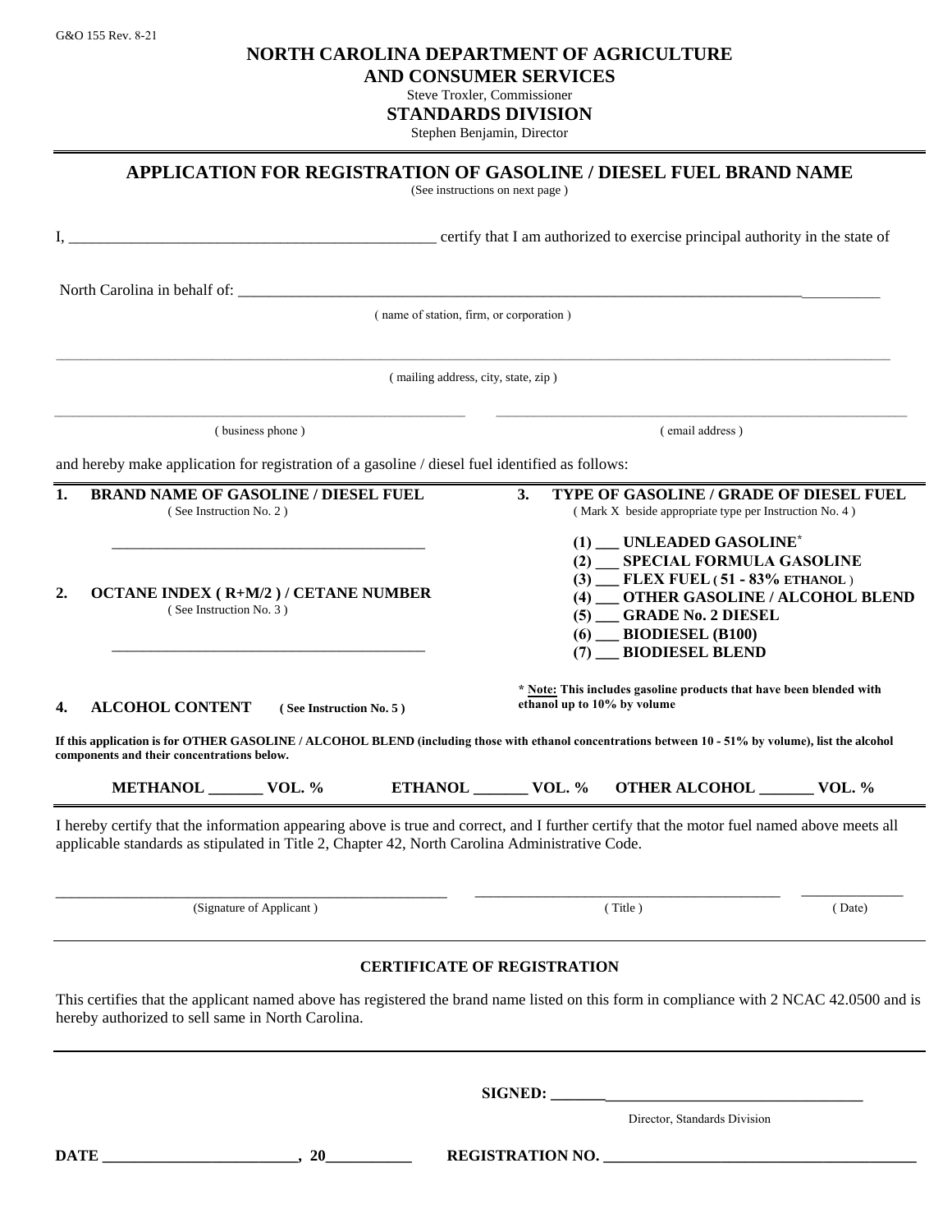G&O 155 Rev. 8-21

# NORTH CAROLINA DEPARTMENT OF AGRICULTURE AND CONSUMER SERVICES

Steve Troxler, Commissioner

## STANDARDS DIVISION

Stephen Benjamin, Director

## APPLICATION FOR REGISTRATION OF GASOLINE / DIESEL FUEL BRAND NAME

(See instructions on next page )

I, _______________________________________________ certify that I am authorized to exercise principal authority in the state of

North Carolina in behalf of: ______________________________________________________________________________

( name of station, firm, or corporation )

______________________________________________________________________________________________________

( mailing address, city, state, zip )

_____________________________________________________ _____________________________________________________

( business phone ) ( email address )

and hereby make application for registration of a gasoline / diesel fuel identified as follows:

**1. BRAND NAME OF GASOLINE / DIESEL FUEL**
( See Instruction No. 2 )

_________________________________________

**2. OCTANE INDEX ( R+M/2 ) / CETANE NUMBER**
( See Instruction No. 3 )

_________________________________________

**3. TYPE OF GASOLINE / GRADE OF DIESEL FUEL**
( Mark X beside appropriate type per Instruction No. 4 )

**(1) ___ UNLEADED GASOLINE***
**(2) ___ SPECIAL FORMULA GASOLINE**
**(3) ___ FLEX FUEL ( 51 - 83% ETHANOL )**
**(4) ___ OTHER GASOLINE / ALCOHOL BLEND**
**(5) ___ GRADE No. 2 DIESEL**
**(6) ___ BIODIESEL (B100)**
**(7) ___ BIODIESEL BLEND**

**\* Note: This includes gasoline products that have been blended with ethanol up to 10% by volume**

**4. ALCOHOL CONTENT** **( See Instruction No. 5 )**

**If this application is for OTHER GASOLINE / ALCOHOL BLEND (including those with ethanol concentrations between 10 - 51% by volume), list the alcohol components and their concentrations below.**

**METHANOL _______ VOL. %** **ETHANOL _______ VOL. %** **OTHER ALCOHOL _______ VOL. %**

I hereby certify that the information appearing above is true and correct, and I further certify that the motor fuel named above meets all applicable standards as stipulated in Title 2, Chapter 42, North Carolina Administrative Code.

_____________________________________ _____________________________________ _____________

(Signature of Applicant ) ( Title ) ( Date)

### CERTIFICATE OF REGISTRATION

This certifies that the applicant named above has registered the brand name listed on this form in compliance with 2 NCAC 42.0500 and is hereby authorized to sell same in North Carolina.

**SIGNED: ________________________________________**

Director, Standards Division

**DATE _________________________, 20___________** **REGISTRATION NO. _________________________________________**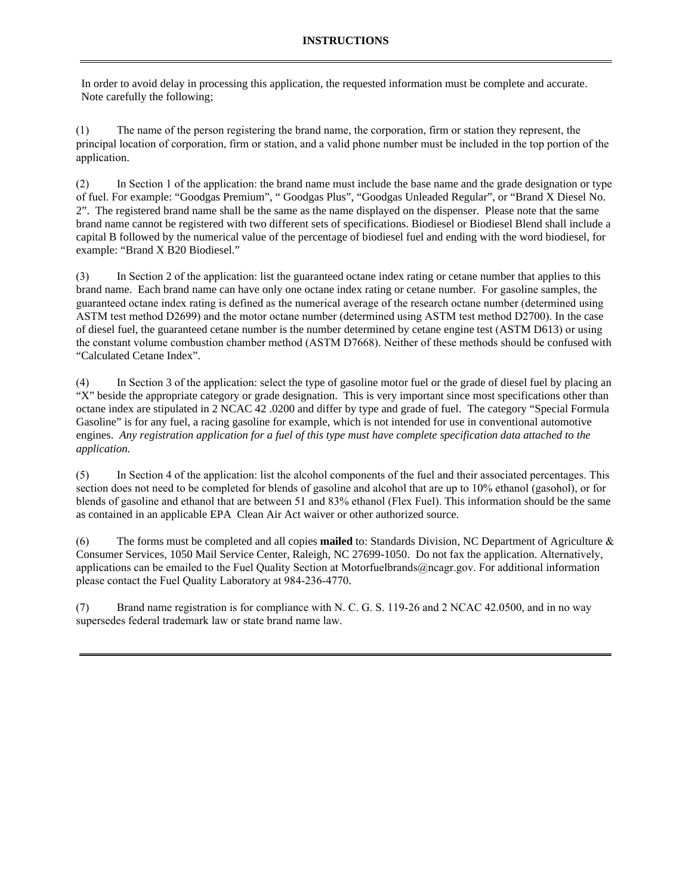## INSTRUCTIONS

In order to avoid delay in processing this application, the requested information must be complete and accurate. Note carefully the following;

(1) The name of the person registering the brand name, the corporation, firm or station they represent, the principal location of corporation, firm or station, and a valid phone number must be included in the top portion of the application.

(2) In Section 1 of the application: the brand name must include the base name and the grade designation or type of fuel. For example: "Goodgas Premium", " Goodgas Plus", "Goodgas Unleaded Regular", or "Brand X Diesel No. 2". The registered brand name shall be the same as the name displayed on the dispenser. Please note that the same brand name cannot be registered with two different sets of specifications. Biodiesel or Biodiesel Blend shall include a capital B followed by the numerical value of the percentage of biodiesel fuel and ending with the word biodiesel, for example: "Brand X B20 Biodiesel."

(3) In Section 2 of the application: list the guaranteed octane index rating or cetane number that applies to this brand name. Each brand name can have only one octane index rating or cetane number. For gasoline samples, the guaranteed octane index rating is defined as the numerical average of the research octane number (determined using ASTM test method D2699) and the motor octane number (determined using ASTM test method D2700). In the case of diesel fuel, the guaranteed cetane number is the number determined by cetane engine test (ASTM D613) or using the constant volume combustion chamber method (ASTM D7668). Neither of these methods should be confused with "Calculated Cetane Index".

(4) In Section 3 of the application: select the type of gasoline motor fuel or the grade of diesel fuel by placing an "X" beside the appropriate category or grade designation. This is very important since most specifications other than octane index are stipulated in 2 NCAC 42 .0200 and differ by type and grade of fuel. The category "Special Formula Gasoline" is for any fuel, a racing gasoline for example, which is not intended for use in conventional automotive engines. *Any registration application for a fuel of this type must have complete specification data attached to the application.*

(5) In Section 4 of the application: list the alcohol components of the fuel and their associated percentages. This section does not need to be completed for blends of gasoline and alcohol that are up to 10% ethanol (gasohol), or for blends of gasoline and ethanol that are between 51 and 83% ethanol (Flex Fuel). This information should be the same as contained in an applicable EPA Clean Air Act waiver or other authorized source.

(6) The forms must be completed and all copies **mailed** to: Standards Division, NC Department of Agriculture & Consumer Services, 1050 Mail Service Center, Raleigh, NC 27699-1050. Do not fax the application. Alternatively, applications can be emailed to the Fuel Quality Section at Motorfuelbrands@ncagr.gov. For additional information please contact the Fuel Quality Laboratory at 984-236-4770.

(7) Brand name registration is for compliance with N. C. G. S. 119-26 and 2 NCAC 42.0500, and in no way supersedes federal trademark law or state brand name law.